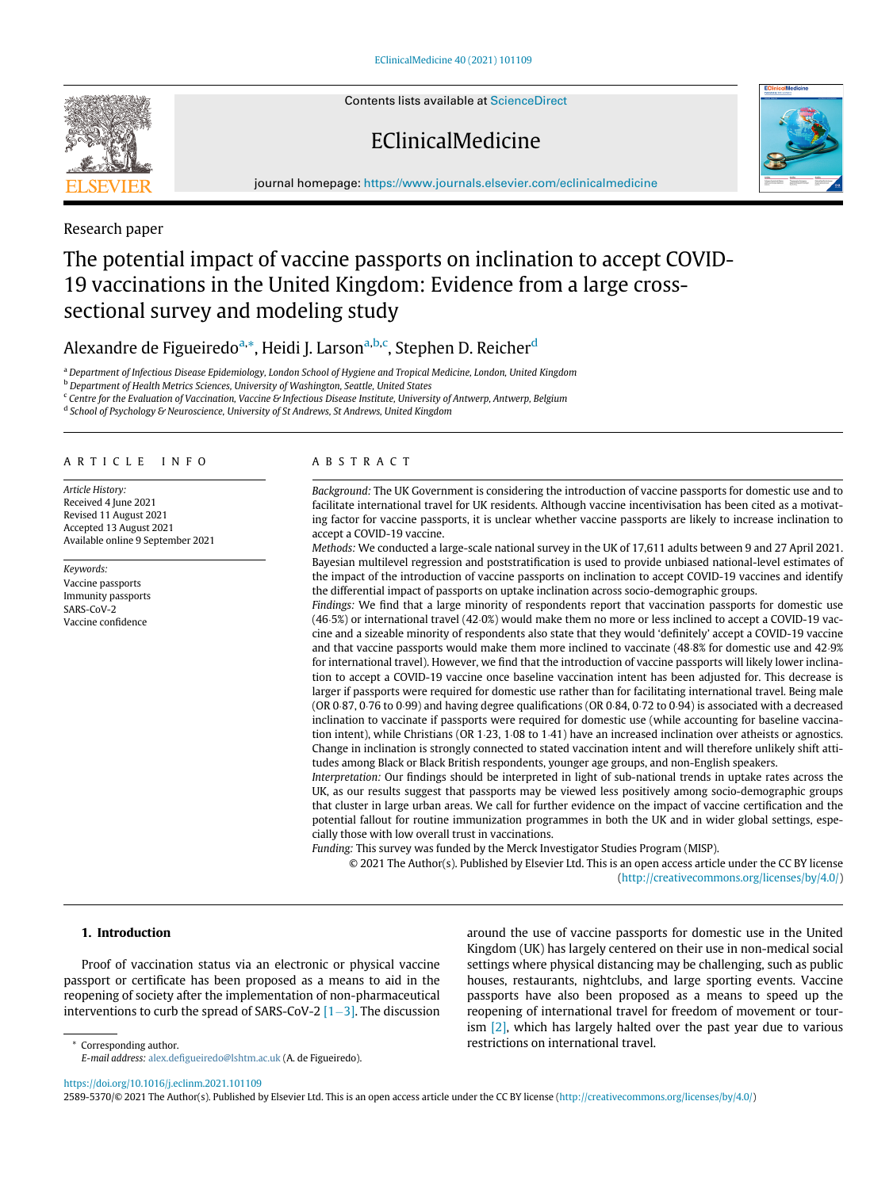Research paper

# The potential impact of vaccine passports on inclination to accept COVID-19 vaccinations in the United Kingdom: Evidence from a large cross-sectional survey and modeling study

Alexandre de Figueiredo[a,*], Heidi J. Larson[a,b,c], Stephen D. Reicher[d]

[a] Department of Infectious Disease Epidemiology, London School of Hygiene and Tropical Medicine, London, United Kingdom
[b] Department of Health Metrics Sciences, University of Washington, Seattle, United States
[c] Centre for the Evaluation of Vaccination, Vaccine & Infectious Disease Institute, University of Antwerp, Antwerp, Belgium
[d] School of Psychology & Neuroscience, University of St Andrews, St Andrews, United Kingdom

## ARTICLE INFO

*Article History:*
Received 4 June 2021
Revised 11 August 2021
Accepted 13 August 2021
Available online 9 September 2021

*Keywords:*
Vaccine passports
Immunity passports
SARS-CoV-2
Vaccine confidence

## ABSTRACT

*Background:* The UK Government is considering the introduction of vaccine passports for domestic use and to facilitate international travel for UK residents. Although vaccine incentivisation has been cited as a motivating factor for vaccine passports, it is unclear whether vaccine passports are likely to increase inclination to accept a COVID-19 vaccine.

*Methods:* We conducted a large-scale national survey in the UK of 17,611 adults between 9 and 27 April 2021. Bayesian multilevel regression and poststratification is used to provide unbiased national-level estimates of the impact of the introduction of vaccine passports on inclination to accept COVID-19 vaccines and identify the differential impact of passports on uptake inclination across socio-demographic groups.

*Findings:* We find that a large minority of respondents report that vaccination passports for domestic use (46·5%) or international travel (42·0%) would make them no more or less inclined to accept a COVID-19 vaccine and a sizeable minority of respondents also state that they would 'definitely' accept a COVID-19 vaccine and that vaccine passports would make them more inclined to vaccinate (48·8% for domestic use and 42·9% for international travel). However, we find that the introduction of vaccine passports will likely lower inclination to accept a COVID-19 vaccine once baseline vaccination intent has been adjusted for. This decrease is larger if passports were required for domestic use rather than for facilitating international travel. Being male (OR 0·87, 0·76 to 0·99) and having degree qualifications (OR 0·84, 0·72 to 0·94) is associated with a decreased inclination to vaccinate if passports were required for domestic use (while accounting for baseline vaccination intent), while Christians (OR 1·23, 1·08 to 1·41) have an increased inclination over atheists or agnostics. Change in inclination is strongly connected to stated vaccination intent and will therefore unlikely shift attitudes among Black or Black British respondents, younger age groups, and non-English speakers.

*Interpretation:* Our findings should be interpreted in light of sub-national trends in uptake rates across the UK, as our results suggest that passports may be viewed less positively among socio-demographic groups that cluster in large urban areas. We call for further evidence on the impact of vaccine certification and the potential fallout for routine immunization programmes in both the UK and in wider global settings, especially those with low overall trust in vaccinations.

*Funding:* This survey was funded by the Merck Investigator Studies Program (MISP).

© 2021 The Author(s). Published by Elsevier Ltd. This is an open access article under the CC BY license (http://creativecommons.org/licenses/by/4.0/)

## 1. Introduction

Proof of vaccination status via an electronic or physical vaccine passport or certificate has been proposed as a means to aid in the reopening of society after the implementation of non-pharmaceutical interventions to curb the spread of SARS-CoV-2 [1–3]. The discussion around the use of vaccine passports for domestic use in the United Kingdom (UK) has largely centered on their use in non-medical social settings where physical distancing may be challenging, such as public houses, restaurants, nightclubs, and large sporting events. Vaccine passports have also been proposed as a means to speed up the reopening of international travel for freedom of movement or tourism [2], which has largely halted over the past year due to various restrictions on international travel.

\* Corresponding author.
*E-mail address:* alex.defigueiredo@lshtm.ac.uk (A. de Figueiredo).

https://doi.org/10.1016/j.eclinm.2021.101109
2589-5370/© 2021 The Author(s). Published by Elsevier Ltd. This is an open access article under the CC BY license (http://creativecommons.org/licenses/by/4.0/)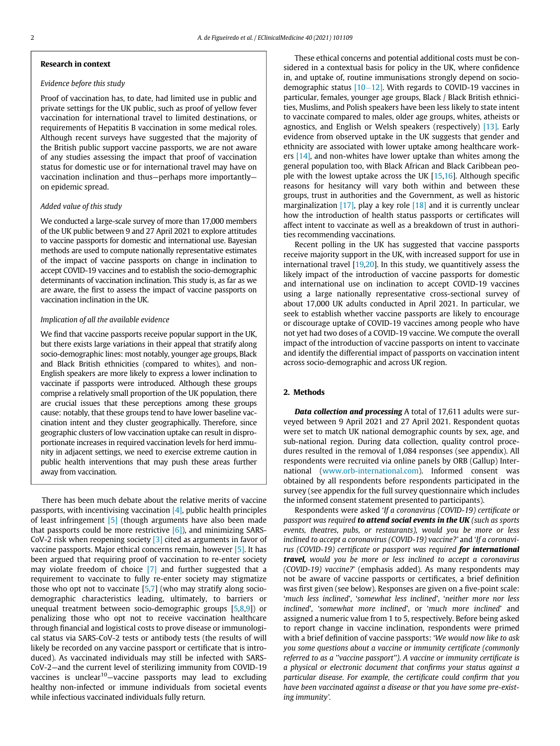### Research in context

*Evidence before this study*

Proof of vaccination has, to date, had limited use in public and private settings for the UK public, such as proof of yellow fever vaccination for international travel to limited destinations, or requirements of Hepatitis B vaccination in some medical roles. Although recent surveys have suggested that the majority of the British public support vaccine passports, we are not aware of any studies assessing the impact that proof of vaccination status for domestic use or for international travel may have on vaccination inclination and thus—perhaps more importantly—on epidemic spread.

*Added value of this study*

We conducted a large-scale survey of more than 17,000 members of the UK public between 9 and 27 April 2021 to explore attitudes to vaccine passports for domestic and international use. Bayesian methods are used to compute nationally representative estimates of the impact of vaccine passports on change in inclination to accept COVID-19 vaccines and to establish the socio-demographic determinants of vaccination inclination. This study is, as far as we are aware, the first to assess the impact of vaccine passports on vaccination inclination in the UK.

*Implication of all the available evidence*

We find that vaccine passports receive popular support in the UK, but there exists large variations in their appeal that stratify along socio-demographic lines: most notably, younger age groups, Black and Black British ethnicities (compared to whites), and non-English speakers are more likely to express a lower inclination to vaccinate if passports were introduced. Although these groups comprise a relatively small proportion of the UK population, there are crucial issues that these perceptions among these groups cause: notably, that these groups tend to have lower baseline vaccination intent and they cluster geographically. Therefore, since geographic clusters of low vaccination uptake can result in disproportionate increases in required vaccination levels for herd immunity in adjacent settings, we need to exercise extreme caution in public health interventions that may push these areas further away from vaccination.

There has been much debate about the relative merits of vaccine passports, with incentivising vaccination [4], public health principles of least infringement [5] (though arguments have also been made that passports could be more restrictive [6]), and minimizing SARS-CoV-2 risk when reopening society [3] cited as arguments in favor of vaccine passports. Major ethical concerns remain, however [5]. It has been argued that requiring proof of vaccination to re-enter society may violate freedom of choice [7] and further suggested that a requirement to vaccinate to fully re-enter society may stigmatize those who opt not to vaccinate [5,7] (who may stratify along socio-demographic characteristics leading, ultimately, to barriers or unequal treatment between socio-demographic groups [5,8,9]) or penalizing those who opt not to receive vaccination healthcare through financial and logistical costs to prove disease or immunological status via SARS-CoV-2 tests or antibody tests (the results of will likely be recorded on any vaccine passport or certificate that is introduced). As vaccinated individuals may still be infected with SARS-CoV-2—and the current level of sterilizing immunity from COVID-19 vaccines is unclear[10]—vaccine passports may lead to excluding healthy non-infected or immune individuals from societal events while infectious vaccinated individuals fully return.

These ethical concerns and potential additional costs must be considered in a contextual basis for policy in the UK, where confidence in, and uptake of, routine immunisations strongly depend on socio-demographic status [10–12]. With regards to COVID-19 vaccines in particular, females, younger age groups, Black / Black British ethnicities, Muslims, and Polish speakers have been less likely to state intent to vaccinate compared to males, older age groups, whites, atheists or agnostics, and English or Welsh speakers (respectively) [13]. Early evidence from observed uptake in the UK suggests that gender and ethnicity are associated with lower uptake among healthcare workers [14], and non-whites have lower uptake than whites among the general population too, with Black African and Black Caribbean people with the lowest uptake across the UK [15,16]. Although specific reasons for hesitancy will vary both within and between these groups, trust in authorities and the Government, as well as historic marginalization [17], play a key role [18] and it is currently unclear how the introduction of health status passports or certificates will affect intent to vaccinate as well as a breakdown of trust in authorities recommending vaccinations.

Recent polling in the UK has suggested that vaccine passports receive majority support in the UK, with increased support for use in international travel [19,20]. In this study, we quantitatively assess the likely impact of the introduction of vaccine passports for domestic and international use on inclination to accept COVID-19 vaccines using a large nationally representative cross-sectional survey of about 17,000 UK adults conducted in April 2021. In particular, we seek to establish whether vaccine passports are likely to encourage or discourage uptake of COVID-19 vaccines among people who have not yet had two doses of a COVID-19 vaccine. We compute the overall impact of the introduction of vaccine passports on intent to vaccinate and identify the differential impact of passports on vaccination intent across socio-demographic and across UK region.

## 2. Methods

***Data collection and processing*** A total of 17,611 adults were surveyed between 9 April 2021 and 27 April 2021. Respondent quotas were set to match UK national demographic counts by sex, age, and sub-national region. During data collection, quality control procedures resulted in the removal of 1,084 responses (see appendix). All respondents were recruited via online panels by ORB (Gallup) International (www.orb-international.com). Informed consent was obtained by all respondents before respondents participated in the survey (see appendix for the full survey questionnaire which includes the informed consent statement presented to participants).

Respondents were asked '*If a coronavirus (COVID-19) certificate or passport was required **to attend social events in the UK** (such as sports events, theatres, pubs, or restaurants), would you be more or less inclined to accept a coronavirus (COVID-19) vaccine?*' and '*If a coronavirus (COVID-19) certificate or passport was required **for international travel,** would you be more or less inclined to accept a coronavirus (COVID-19) vaccine?*' (emphasis added). As many respondents may not be aware of vaccine passports or certificates, a brief definition was first given (see below). Responses are given on a five-point scale: '*much less inclined*', '*somewhat less inclined*', '*neither more nor less inclined*', '*somewhat more inclined*', or '*much more inclined*' and assigned a numeric value from 1 to 5, respectively. Before being asked to report change in vaccine inclination, respondents were primed with a brief definition of vaccine passports: '*We would now like to ask you some questions about a vaccine or immunity certificate (commonly referred to as a "vaccine passport"). A vaccine or immunity certificate is a physical or electronic document that confirms your status against a particular disease. For example, the certificate could confirm that you have been vaccinated against a disease or that you have some pre-existing immunity'.*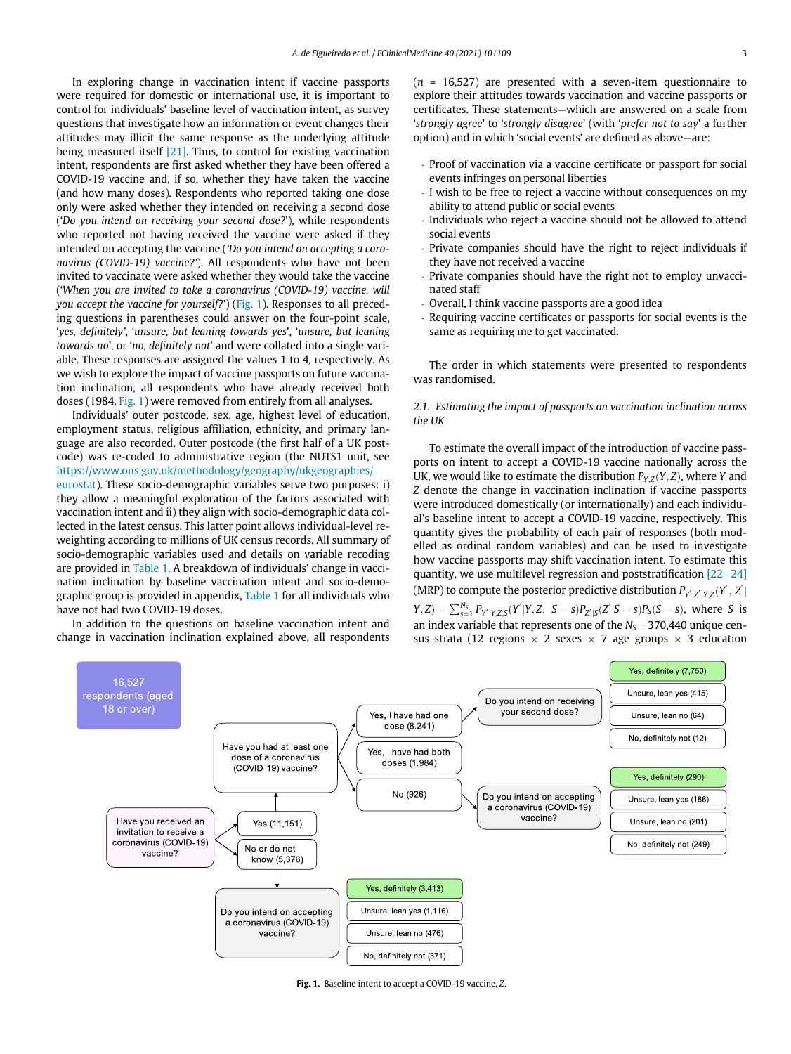In exploring change in vaccination intent if vaccine passports were required for domestic or international use, it is important to control for individuals' baseline level of vaccination intent, as survey questions that investigate how an information or event changes their attitudes may illicit the same response as the underlying attitude being measured itself [21]. Thus, to control for existing vaccination intent, respondents are first asked whether they have been offered a COVID-19 vaccine and, if so, whether they have taken the vaccine (and how many doses). Respondents who reported taking one dose only were asked whether they intended on receiving a second dose ('*Do you intend on receiving your second dose?*'), while respondents who reported not having received the vaccine were asked if they intended on accepting the vaccine ('*Do you intend on accepting a coronavirus (COVID-19) vaccine?*'). All respondents who have not been invited to vaccinate were asked whether they would take the vaccine ('*When you are invited to take a coronavirus (COVID-19) vaccine, will you accept the vaccine for yourself?*') (Fig. 1). Responses to all preceding questions in parentheses could answer on the four-point scale, '*yes, definitely*', '*unsure, but leaning towards yes*', '*unsure, but leaning towards no*', or '*no, definitely not*' and were collated into a single variable. These responses are assigned the values 1 to 4, respectively. As we wish to explore the impact of vaccine passports on future vaccination inclination, all respondents who have already received both doses (1984, Fig. 1) were removed from entirely from all analyses.

Individuals' outer postcode, sex, age, highest level of education, employment status, religious affiliation, ethnicity, and primary language are also recorded. Outer postcode (the first half of a UK postcode) was re-coded to administrative region (the NUTS1 unit, see https://www.ons.gov.uk/methodology/geography/ukgeographies/eurostat). These socio-demographic variables serve two purposes: i) they allow a meaningful exploration of the factors associated with vaccination intent and ii) they align with socio-demographic data collected in the latest census. This latter point allows individual-level reweighting according to millions of UK census records. All summary of socio-demographic variables used and details on variable recoding are provided in Table 1. A breakdown of individuals' change in vaccination inclination by baseline vaccination intent and socio-demographic group is provided in appendix, Table 1 for all individuals who have not had two COVID-19 doses.

In addition to the questions on baseline vaccination intent and change in vaccination inclination explained above, all respondents ($n$ = 16,527) are presented with a seven-item questionnaire to explore their attitudes towards vaccination and vaccine passports or certificates. These statements—which are answered on a scale from '*strongly agree*' to '*strongly disagree*' (with '*prefer not to say*' a further option) and in which 'social events' are defined as above—are:

- Proof of vaccination via a vaccine certificate or passport for social events infringes on personal liberties
- I wish to be free to reject a vaccine without consequences on my ability to attend public or social events
- Individuals who reject a vaccine should not be allowed to attend social events
- Private companies should have the right to reject individuals if they have not received a vaccine
- Private companies should have the right not to employ unvaccinated staff
- Overall, I think vaccine passports are a good idea
- Requiring vaccine certificates or passports for social events is the same as requiring me to get vaccinated.

The order in which statements were presented to respondents was randomised.

### 2.1. Estimating the impact of passports on vaccination inclination across the UK

To estimate the overall impact of the introduction of vaccine passports on intent to accept a COVID-19 vaccine nationally across the UK, we would like to estimate the distribution $P_{Y,Z}(Y,Z)$, where $Y$ and $Z$ denote the change in vaccination inclination if vaccine passports were introduced domestically (or internationally) and each individual's baseline intent to accept a COVID-19 vaccine, respectively. This quantity gives the probability of each pair of responses (both modelled as ordinal random variables) and can be used to investigate how vaccine passports may shift vaccination intent. To estimate this quantity, we use multilevel regression and poststratification [22–24] (MRP) to compute the posterior predictive distribution $P_{Y',Z'|Y,Z}(Y',Z'|Y,Z) = \sum_{s=1}^{N_S} P_{Y'|Y,Z,S}(Y'|Y,Z,\ S=s)P_{Z'|S}(Z'|S=s)P_S(S=s)$, where $S$ is an index variable that represents one of the $N_S$ =370,440 unique census strata (12 regions × 2 sexes × 7 age groups × 3 education

**Fig. 1.** Baseline intent to accept a COVID-19 vaccine, $Z$.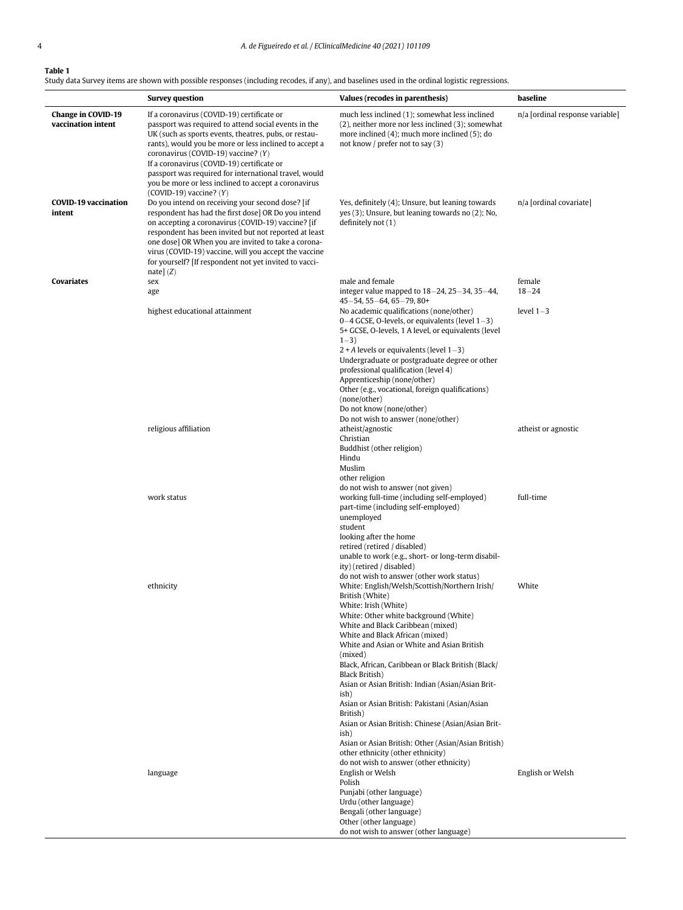**Table 1**
Study data Survey items are shown with possible responses (including recodes, if any), and baselines used in the ordinal logistic regressions.

| | Survey question | Values (recodes in parenthesis) | baseline |
|---|---|---|---|
| **Change in COVID-19 vaccination intent** | If a coronavirus (COVID-19) certificate or passport was required to attend social events in the UK (such as sports events, theatres, pubs, or restaurants), would you be more or less inclined to accept a coronavirus (COVID-19) vaccine? ($Y$)<br>If a coronavirus (COVID-19) certificate or passport was required for international travel, would you be more or less inclined to accept a coronavirus (COVID-19) vaccine? ($Y$) | much less inclined (1); somewhat less inclined (2), neither more nor less inclined (3); somewhat more inclined (4); much more inclined (5); do not know / prefer not to say (3) | n/a [ordinal response variable] |
| **COVID-19 vaccination intent** | Do you intend on receiving your second dose? [if respondent has had the first dose] OR Do you intend on accepting a coronavirus (COVID-19) vaccine? [if respondent has been invited but not reported at least one dose] OR When you are invited to take a coronavirus (COVID-19) vaccine, will you accept the vaccine for yourself? [If respondent not yet invited to vaccinate] ($Z$) | Yes, definitely (4); Unsure, but leaning towards yes (3); Unsure, but leaning towards no (2); No, definitely not (1) | n/a [ordinal covariate] |
| **Covariates** | sex | male and female | female |
| | age | integer value mapped to 18–24, 25–34, 35–44, 45–54, 55–64, 65–79, 80+ | 18–24 |
| | highest educational attainment | No academic qualifications (none/other)<br>0–4 GCSE, O-levels, or equivalents (level 1–3)<br>5+ GCSE, O-levels, 1 A level, or equivalents (level 1–3)<br>2 + *A* levels or equivalents (level 1–3)<br>Undergraduate or postgraduate degree or other professional qualification (level 4)<br>Apprenticeship (none/other)<br>Other (e.g., vocational, foreign qualifications) (none/other)<br>Do not know (none/other)<br>Do not wish to answer (none/other) | level 1–3 |
| | religious affiliation | atheist/agnostic<br>Christian<br>Buddhist (other religion)<br>Hindu<br>Muslim<br>other religion<br>do not wish to answer (not given) | atheist or agnostic |
| | work status | working full-time (including self-employed)<br>part-time (including self-employed)<br>unemployed<br>student<br>looking after the home<br>retired (retired / disabled)<br>unable to work (e.g., short- or long-term disability) (retired / disabled)<br>do not wish to answer (other work status) | full-time |
| | ethnicity | White: English/Welsh/Scottish/Northern Irish/ British (White)<br>White: Irish (White)<br>White: Other white background (White)<br>White and Black Caribbean (mixed)<br>White and Black African (mixed)<br>White and Asian or White and Asian British (mixed)<br>Black, African, Caribbean or Black British (Black/ Black British)<br>Asian or Asian British: Indian (Asian/Asian British)<br>Asian or Asian British: Pakistani (Asian/Asian British)<br>Asian or Asian British: Chinese (Asian/Asian British)<br>Asian or Asian British: Other (Asian/Asian British)<br>other ethnicity (other ethnicity)<br>do not wish to answer (other ethnicity) | White |
| | language | English or Welsh<br>Polish<br>Punjabi (other language)<br>Urdu (other language)<br>Bengali (other language)<br>Other (other language)<br>do not wish to answer (other language) | English or Welsh |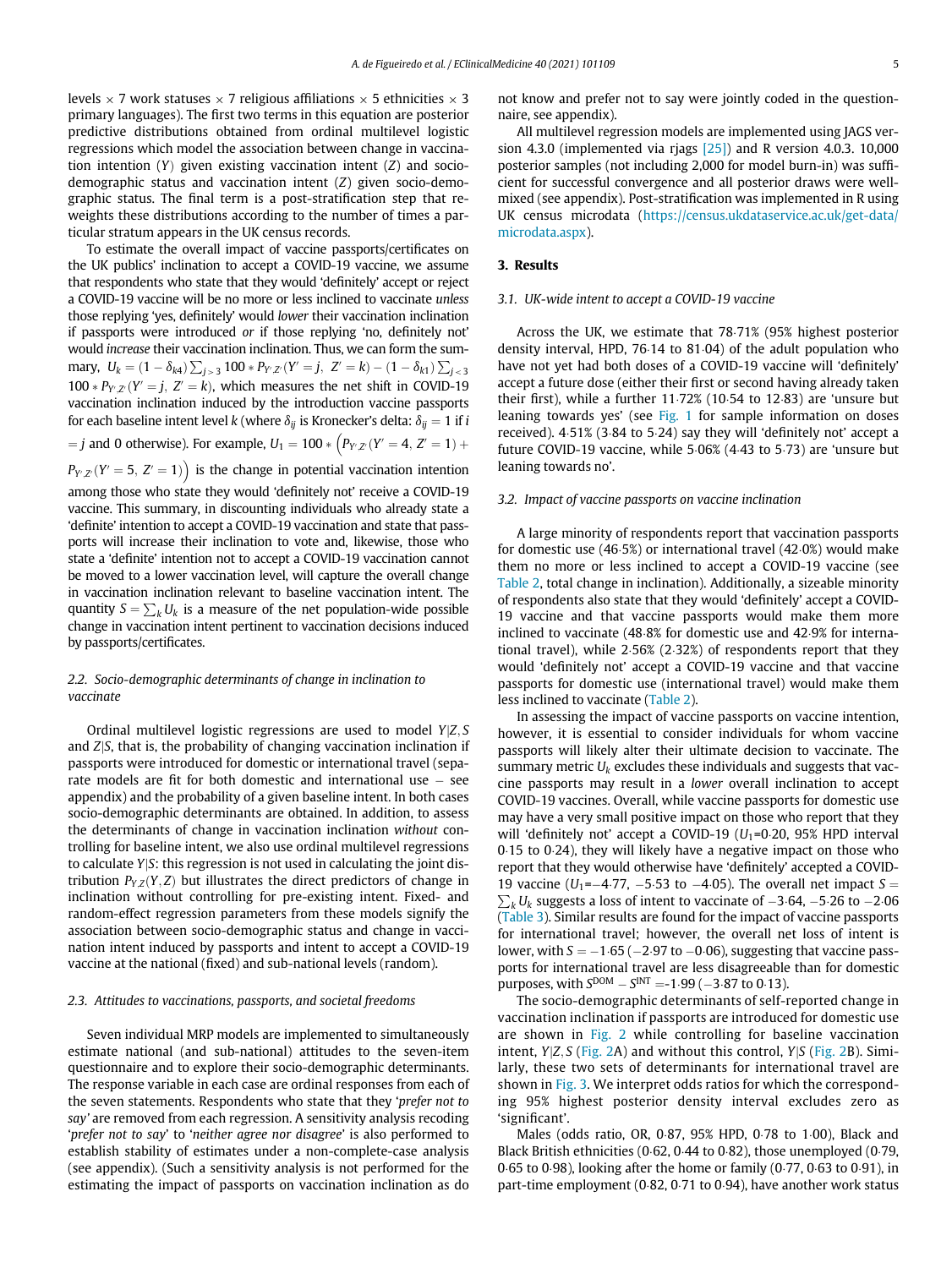levels × 7 work statuses × 7 religious affiliations × 5 ethnicities × 3 primary languages). The first two terms in this equation are posterior predictive distributions obtained from ordinal multilevel logistic regressions which model the association between change in vaccination intention ($Y$) given existing vaccination intent ($Z$) and socio-demographic status and vaccination intent ($Z$) given socio-demographic status. The final term is a post-stratification step that re-weights these distributions according to the number of times a particular stratum appears in the UK census records.

To estimate the overall impact of vaccine passports/certificates on the UK publics' inclination to accept a COVID-19 vaccine, we assume that respondents who state that they would 'definitely' accept or reject a COVID-19 vaccine will be no more or less inclined to vaccinate *unless* those replying 'yes, definitely' would *lower* their vaccination inclination if passports were introduced *or* if those replying 'no, definitely not' would *increase* their vaccination inclination. Thus, we can form the summary, $U_k = (1-\delta_{k4})\sum_{j>3} 100 * P_{Y',Z'}(Y'=j,\ Z'=k) - (1-\delta_{k1})\sum_{j<3} 100 * P_{Y',Z'}(Y'=j,\ Z'=k)$, which measures the net shift in COVID-19 vaccination inclination induced by the introduction vaccine passports for each baseline intent level $k$ (where $\delta_{ij}$ is Kronecker's delta: $\delta_{ij}=1$ if $i=j$ and 0 otherwise). For example, $U_1 = 100 * \left(P_{Y',Z'}(Y'=4,\ Z'=1) + P_{Y',Z'}(Y'=5,\ Z'=1)\right)$ is the change in potential vaccination intention among those who state they would 'definitely not' receive a COVID-19 vaccine. This summary, in discounting individuals who already state a 'definite' intention to accept a COVID-19 vaccination and state that passports will increase their inclination to vote and, likewise, those who state a 'definite' intention not to accept a COVID-19 vaccination cannot be moved to a lower vaccination level, will capture the overall change in vaccination inclination relevant to baseline vaccination intent. The quantity $S=\sum_k U_k$ is a measure of the net population-wide possible change in vaccination intent pertinent to vaccination decisions induced by passports/certificates.

### 2.2. Socio-demographic determinants of change in inclination to vaccinate

Ordinal multilevel logistic regressions are used to model $Y|Z,S$ and $Z|S$, that is, the probability of changing vaccination inclination if passports were introduced for domestic or international travel (separate models are fit for both domestic and international use – see appendix) and the probability of a given baseline intent. In both cases socio-demographic determinants are obtained. In addition, to assess the determinants of change in vaccination inclination *without* controlling for baseline intent, we also use ordinal multilevel regressions to calculate $Y|S$: this regression is not used in calculating the joint distribution $P_{Y,Z}(Y,Z)$ but illustrates the direct predictors of change in inclination without controlling for pre-existing intent. Fixed- and random-effect regression parameters from these models signify the association between socio-demographic status and change in vaccination intent induced by passports and intent to accept a COVID-19 vaccine at the national (fixed) and sub-national levels (random).

### 2.3. Attitudes to vaccinations, passports, and societal freedoms

Seven individual MRP models are implemented to simultaneously estimate national (and sub-national) attitudes to the seven-item questionnaire and to explore their socio-demographic determinants. The response variable in each case are ordinal responses from each of the seven statements. Respondents who state that they '*prefer not to say*' are removed from each regression. A sensitivity analysis recoding '*prefer not to say*' to '*neither agree nor disagree*' is also performed to establish stability of estimates under a non-complete-case analysis (see appendix). (Such a sensitivity analysis is not performed for the estimating the impact of passports on vaccination inclination as do not know and prefer not to say were jointly coded in the questionnaire, see appendix).

All multilevel regression models are implemented using JAGS version 4.3.0 (implemented via rjags [25]) and R version 4.0.3. 10,000 posterior samples (not including 2,000 for model burn-in) was sufficient for successful convergence and all posterior draws were well-mixed (see appendix). Post-stratification was implemented in R using UK census microdata (https://census.ukdataservice.ac.uk/get-data/microdata.aspx).

## 3. Results

### 3.1. UK-wide intent to accept a COVID-19 vaccine

Across the UK, we estimate that 78·71% (95% highest posterior density interval, HPD, 76·14 to 81·04) of the adult population who have not yet had both doses of a COVID-19 vaccine will 'definitely' accept a future dose (either their first or second having already taken their first), while a further 11·72% (10·54 to 12·83) are 'unsure but leaning towards yes' (see Fig. 1 for sample information on doses received). 4·51% (3·84 to 5·24) say they will 'definitely not' accept a future COVID-19 vaccine, while 5·06% (4·43 to 5·73) are 'unsure but leaning towards no'.

### 3.2. Impact of vaccine passports on vaccine inclination

A large minority of respondents report that vaccination passports for domestic use (46·5%) or international travel (42·0%) would make them no more or less inclined to accept a COVID-19 vaccine (see Table 2, total change in inclination). Additionally, a sizeable minority of respondents also state that they would 'definitely' accept a COVID-19 vaccine and that vaccine passports would make them more inclined to vaccinate (48·8% for domestic use and 42·9% for international travel), while 2·56% (2·32%) of respondents report that they would 'definitely not' accept a COVID-19 vaccine and that vaccine passports for domestic use (international travel) would make them less inclined to vaccinate (Table 2).

In assessing the impact of vaccine passports on vaccine intention, however, it is essential to consider individuals for whom vaccine passports will likely alter their ultimate decision to vaccinate. The summary metric $U_k$ excludes these individuals and suggests that vaccine passports may result in a *lower* overall inclination to accept COVID-19 vaccines. Overall, while vaccine passports for domestic use may have a very small positive impact on those who report that they will 'definitely not' accept a COVID-19 ($U_1$=0·20, 95% HPD interval 0·15 to 0·24), they will likely have a negative impact on those who report that they would otherwise have 'definitely' accepted a COVID-19 vaccine ($U_1$=−4·77, −5·53 to −4·05). The overall net impact $S=\sum_k U_k$ suggests a loss of intent to vaccinate of −3·64, −5·26 to −2·06 (Table 3). Similar results are found for the impact of vaccine passports for international travel; however, the overall net loss of intent is lower, with $S$ = −1·65 (−2·97 to −0·06), suggesting that vaccine passports for international travel are less disagreeable than for domestic purposes, with $S^{DOM}-S^{INT}$ =-1·99 (−3·87 to 0·13).

The socio-demographic determinants of self-reported change in vaccination inclination if passports are introduced for domestic use are shown in Fig. 2 while controlling for baseline vaccination intent, $Y|Z,S$ (Fig. 2A) and without this control, $Y|S$ (Fig. 2B). Similarly, these two sets of determinants for international travel are shown in Fig. 3. We interpret odds ratios for which the corresponding 95% highest posterior density interval excludes zero as 'significant'.

Males (odds ratio, OR, 0·87, 95% HPD, 0·78 to 1·00), Black and Black British ethnicities (0·62, 0·44 to 0·82), those unemployed (0·79, 0·65 to 0·98), looking after the home or family (0·77, 0·63 to 0·91), in part-time employment (0·82, 0·71 to 0·94), have another work status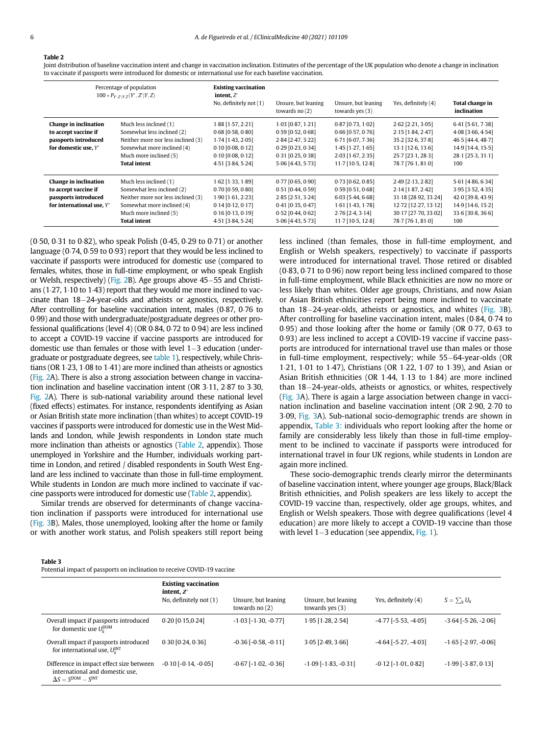**Table 2**

Joint distribution of baseline vaccination intent and change in vaccination inclination. Estimates of the percentage of the UK population who denote a change in inclination to vaccinate if passports were introduced for domestic or international use for each baseline vaccination.

| Percentage of population $100 * P_{Y',Z'\|Y,Z}(Y', Z'\|Y, Z)$ | | Existing vaccination intent, $Z'$ No, definitely not (1) | Unsure, but leaning towards no (2) | Unsure, but leaning towards yes (3) | Yes, definitely (4) | Total change in inclination |
|---|---|---|---|---|---|---|
| **Change in inclination to accept vaccine if passports introduced for domestic use, $Y'$** | Much less inclined (1) | 1·88 [1·57, 2·21] | 1·03 [0·87, 1·21] | 0·87 [0·73, 1·02] | 2·62 [2·21, 3·05] | 6·41 [5·61, 7·38] |
| | Somewhat less inclined (2) | 0·68 [0·58, 0·80] | 0·59 [0·52, 0·68] | 0·66 [0·57, 0·76] | 2·15 [1·84, 2·47] | 4·08 [3·66, 4·54] |
| | Neither more nor less inclined (3) | 1·74 [1·43, 2·05] | 2·84 [2·47, 3·22] | 6·71 [6·07, 7·36] | 35·2 [32·6, 37·8] | 46·5 [44·4, 48·7] |
| | Somewhat more inclined (4) | 0·10 [0·08, 0·12] | 0·29 [0·23, 0·34] | 1·45 [1·27, 1·65] | 13·1 [12·6, 13·6] | 14·9 [14·4, 15·5] |
| | Much more inclined (5) | 0·10 [0·08, 0·12] | 0·31 [0·25, 0·38] | 2·03 [1·67, 2·35] | 25·7 [23·1, 28·3] | 28·1 [25·3, 31·1] |
| | **Total intent** | 4·51 [3·84, 5·24] | 5·06 [4·43, 5·73] | 11·7 [10·5, 12·8] | 78·7 [76·1, 81·0] | 100 |
| **Change in inclination to accept vaccine if passports introduced for international use, $Y'$** | Much less inclined (1) | 1·62 [1·33, 1·89] | 0·77 [0·65, 0·90] | 0·73 [0·62, 0·85] | 2·49 [2·13, 2·82] | 5·61 [4·86, 6·34] |
| | Somewhat less inclined (2) | 0·70 [0·59, 0·80] | 0·51 [0·44, 0·59] | 0·59 [0·51, 0·68] | 2·14 [1·87, 2·42] | 3·95 [3·52, 4·35] |
| | Neither more nor less inclined (3) | 1·90 [1·61, 2·23] | 2·85 [2·51, 3·24] | 6·03 [5·44, 6·68] | 31·18 [28·92, 33·24] | 42·0 [39·8, 43·9] |
| | Somewhat more inclined (4) | 0·14 [0·12, 0·17] | 0·41 [0·35, 0·47] | 1·61 [1·43, 1·78] | 12·72 [12·27, 13·12] | 14·9 [14·6, 15·2] |
| | Much more inclined (5) | 0·16 [0·13, 0·19] | 0·52 [0·44, 0·62] | 2·76 [2·4, 3·14] | 30·17 [27·70, 33·02] | 33·6 [30·8, 36·6] |
| | **Total intent** | 4·51 [3·84, 5·24] | 5·06 [4·43, 5·73] | 11·7 [10·5, 12·8] | 78·7 [76·1, 81·0] | 100 |

(0·50, 0·31 to 0·82), who speak Polish (0·45, 0·29 to 0·71) or another language (0·74, 0·59 to 0·93) report that they would be less inclined to vaccinate if passports were introduced for domestic use (compared to females, whites, those in full-time employment, or who speak English or Welsh, respectively) (Fig. 2B). Age groups above 45–55 and Christians (1·27, 1·10 to 1·43) report that they would me more inclined to vaccinate than 18–24-year-olds and atheists or agnostics, respectively. After controlling for baseline vaccination intent, males (0·87, 0·76 to 0·99) and those with undergraduate/postgraduate degrees or other professional qualifications (level 4) (OR 0·84, 0·72 to 0·94) are less inclined to accept a COVID-19 vaccine if vaccine passports are introduced for domestic use than females or those with level 1–3 education (undergraduate or postgraduate degrees, see table 1), respectively, while Christians (OR 1·23, 1·08 to 1·41) are more inclined than atheists or agnostics (Fig. 2A). There is also a strong association between change in vaccination inclination and baseline vaccination intent (OR 3·11, 2·87 to 3·30, Fig. 2A). There is sub-national variability around these national level (fixed effects) estimates. For instance, respondents identifying as Asian or Asian British state more inclination (than whites) to accept COVID-19 vaccines if passports were introduced for domestic use in the West Midlands and London, while Jewish respondents in London state much more inclination than atheists or agnostics (Table 2, appendix). Those unemployed in Yorkshire and the Humber, individuals working part-time in London, and retired / disabled respondents in South West England are less inclined to vaccinate than those in full-time employment. While students in London are much more inclined to vaccinate if vaccine passports were introduced for domestic use (Table 2, appendix).

Similar trends are observed for determinants of change vaccination inclination if passports were introduced for international use (Fig. 3B). Males, those unemployed, looking after the home or family or with another work status, and Polish speakers still report being less inclined (than females, those in full-time employment, and English or Welsh speakers, respectively) to vaccinate if passports were introduced for international travel. Those retired or disabled (0·83, 0·71 to 0·96) now report being less inclined compared to those in full-time employment, while Black ethnicities are now no more or less likely than whites. Older age groups, Christians, and now Asian or Asian British ethnicities report being more inclined to vaccinate than 18–24-year-olds, atheists or agnostics, and whites (Fig. 3B). After controlling for baseline vaccination intent, males (0·84, 0·74 to 0·95) and those looking after the home or family (OR 0·77, 0·63 to 0·93) are less inclined to accept a COVID-19 vaccine if vaccine passports are introduced for international travel use than males or those in full-time employment, respectively; while 55–64-year-olds (OR 1·21, 1·01 to 1·47), Christians (OR 1·22, 1·07 to 1·39), and Asian or Asian British ethnicities (OR 1·44, 1·13 to 1·84) are more inclined than 18–24-year-olds, atheists or agnostics, or whites, respectively (Fig. 3A). There is again a large association between change in vaccination inclination and baseline vaccination intent (OR 2·90, 2·70 to 3·09, Fig. 3A). Sub-national socio-demographic trends are shown in appendix, Table 3: individuals who report looking after the home or family are considerably less likely than those in full-time employment to be inclined to vaccinate if passports were introduced for international travel in four UK regions, while students in London are again more inclined.

These socio-demographic trends clearly mirror the determinants of baseline vaccination intent, where younger age groups, Black/Black British ethnicities, and Polish speakers are less likely to accept the COVID-19 vaccine than, respectively, older age groups, whites, and English or Welsh speakers. Those with degree qualifications (level 4 education) are more likely to accept a COVID-19 vaccine than those with level 1–3 education (see appendix, Fig. 1).

**Table 3**

Potential impact of passports on inclination to receive COVID-19 vaccine

| | Existing vaccination intent, $Z'$ No, definitely not (1) | Unsure, but leaning towards no (2) | Unsure, but leaning towards yes (3) | Yes, definitely (4) | $S = \sum_k U_k$ |
|---|---|---|---|---|---|
| Overall impact if passports introduced for domestic use $U_k^{DOM}$ | 0·20 [0·15,0·24] | -1·03 [-1·30, -0·77] | 1·95 [1·28, 2·54] | -4·77 [-5·53, -4·05] | -3·64 [-5·26, -2·06] |
| Overall impact if passports introduced for international use, $U_k^{INT}$ | 0·30 [0·24, 0·36] | -0·36 [-0·58, -0·11] | 3·05 [2·49, 3·66] | -4·64 [-5·27, -4·03] | -1·65 [-2·97, -0·06] |
| Difference in impact effect size between international and domestic use, $\Delta S = S^{DOM} - S^{INT}$ | -0·10 [-0·14, -0·05] | -0·67 [-1·02, -0·36] | -1·09 [-1·83, -0·31] | -0·12 [-1·01, 0·82] | -1·99 [-3·87, 0·13] |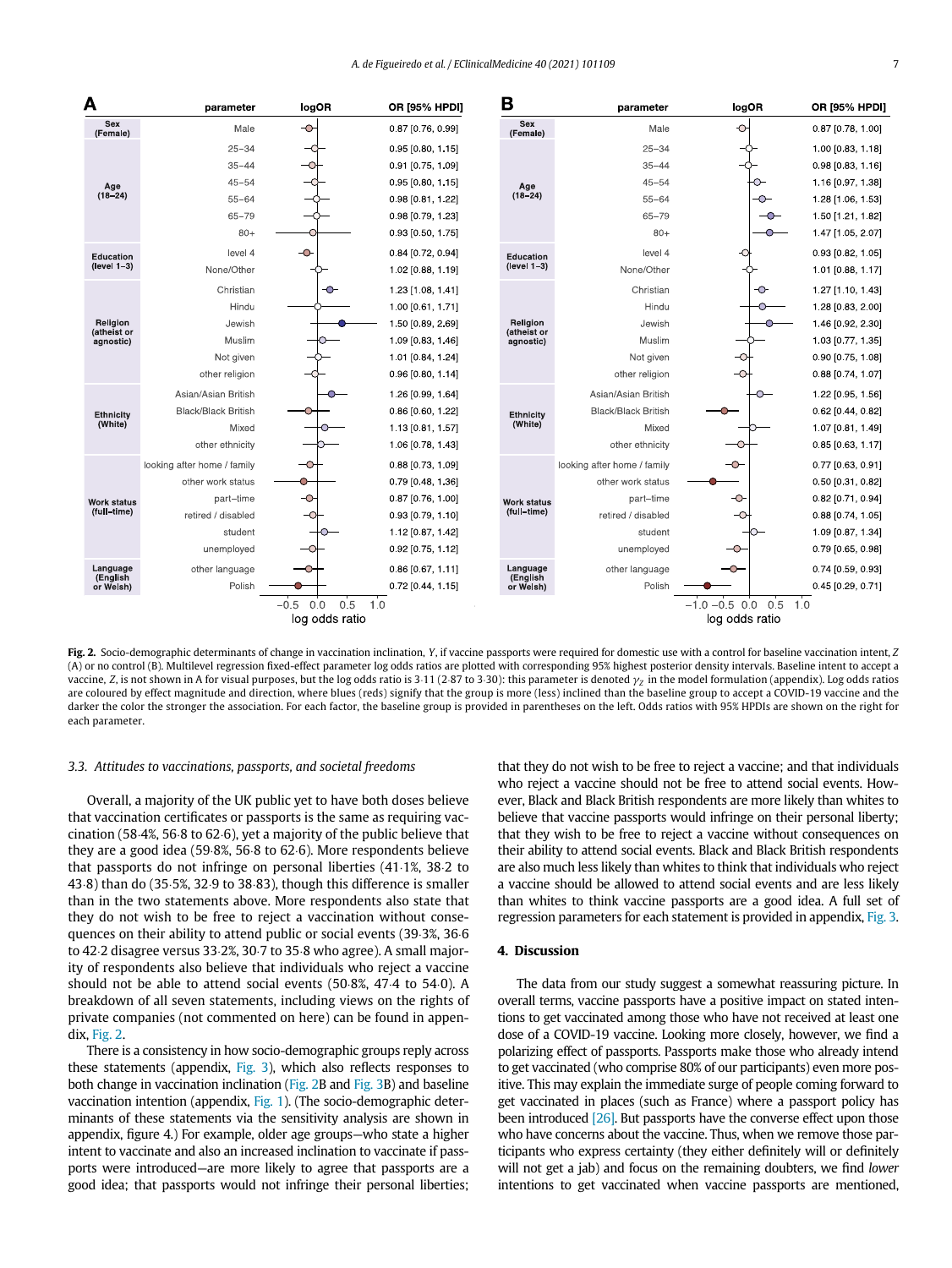| Factor (baseline) | Parameter | A: OR [95% HPDI] | B: OR [95% HPDI] |
|---|---|---|---|
| Sex (Female) | Male | 0.87 [0.76, 0.99] | 0.87 [0.78, 1.00] |
| Age (18–24) | 25–34 | 0.95 [0.80, 1.15] | 1.00 [0.83, 1.18] |
| | 35–44 | 0.91 [0.75, 1.09] | 0.98 [0.83, 1.16] |
| | 45–54 | 0.95 [0.80, 1.15] | 1.16 [0.97, 1.38] |
| | 55–64 | 0.98 [0.81, 1.22] | 1.28 [1.06, 1.53] |
| | 65–79 | 0.98 [0.79, 1.23] | 1.50 [1.21, 1.82] |
| | 80+ | 0.93 [0.50, 1.75] | 1.47 [1.05, 2.07] |
| Education (level 1–3) | level 4 | 0.84 [0.72, 0.94] | 0.93 [0.82, 1.05] |
| | None/Other | 1.02 [0.88, 1.19] | 1.01 [0.88, 1.17] |
| Religion (atheist or agnostic) | Christian | 1.23 [1.08, 1.41] | 1.27 [1.10, 1.43] |
| | Hindu | 1.00 [0.61, 1.71] | 1.28 [0.83, 2.00] |
| | Jewish | 1.50 [0.89, 2.69] | 1.46 [0.92, 2.30] |
| | Muslim | 1.09 [0.83, 1.46] | 1.03 [0.77, 1.35] |
| | Not given | 1.01 [0.84, 1.24] | 0.90 [0.75, 1.08] |
| | other religion | 0.96 [0.80, 1.14] | 0.88 [0.74, 1.07] |
| Ethnicity (White) | Asian/Asian British | 1.26 [0.99, 1.64] | 1.22 [0.95, 1.56] |
| | Black/Black British | 0.86 [0.60, 1.22] | 0.62 [0.44, 0.82] |
| | Mixed | 1.13 [0.81, 1.57] | 1.07 [0.81, 1.49] |
| | other ethnicity | 1.06 [0.78, 1.43] | 0.85 [0.63, 1.17] |
| Work status (full-time) | looking after home / family | 0.88 [0.73, 1.09] | 0.77 [0.63, 0.91] |
| | other work status | 0.79 [0.48, 1.36] | 0.50 [0.31, 0.82] |
| | part-time | 0.87 [0.76, 1.00] | 0.82 [0.71, 0.94] |
| | retired / disabled | 0.93 [0.79, 1.10] | 0.88 [0.74, 1.05] |
| | student | 1.12 [0.87, 1.42] | 1.09 [0.87, 1.34] |
| | unemployed | 0.92 [0.75, 1.12] | 0.79 [0.65, 0.98] |
| Language (English or Welsh) | other language | 0.86 [0.67, 1.11] | 0.74 [0.59, 0.93] |
| | Polish | 0.72 [0.44, 1.15] | 0.45 [0.29, 0.71] |

**Fig. 2.** Socio-demographic determinants of change in vaccination inclination, $Y$, if vaccine passports were required for domestic use with a control for baseline vaccination intent, $Z$ (A) or no control (B). Multilevel regression fixed-effect parameter log odds ratios are plotted with corresponding 95% highest posterior density intervals. Baseline intent to accept a vaccine, $Z$, is not shown in A for visual purposes, but the log odds ratio is 3·11 (2·87 to 3·30): this parameter is denoted $\gamma_Z$ in the model formulation (appendix). Log odds ratios are coloured by effect magnitude and direction, where blues (reds) signify that the group is more (less) inclined than the baseline group to accept a COVID-19 vaccine and the darker the color the stronger the association. For each factor, the baseline group is provided in parentheses on the left. Odds ratios with 95% HPDIs are shown on the right for each parameter.

### 3.3. *Attitudes to vaccinations, passports, and societal freedoms*

Overall, a majority of the UK public yet to have both doses believe that vaccination certificates or passports is the same as requiring vaccination (58·4%, 56·8 to 62·6), yet a majority of the public believe that they are a good idea (59·8%, 56·8 to 62·6). More respondents believe that passports do not infringe on personal liberties (41·1%, 38·2 to 43·8) than do (35·5%, 32·9 to 38·83), though this difference is smaller than in the two statements above. More respondents also state that they do not wish to be free to reject a vaccination without consequences on their ability to attend public or social events (39·3%, 36·6 to 42·2 disagree versus 33·2%, 30·7 to 35·8 who agree). A small majority of respondents also believe that individuals who reject a vaccine should not be able to attend social events (50·8%, 47·4 to 54·0). A breakdown of all seven statements, including views on the rights of private companies (not commented on here) can be found in appendix, Fig. 2.

There is a consistency in how socio-demographic groups reply across these statements (appendix, Fig. 3), which also reflects responses to both change in vaccination inclination (Fig. 2B and Fig. 3B) and baseline vaccination intention (appendix, Fig. 1). (The socio-demographic determinants of these statements via the sensitivity analysis are shown in appendix, figure 4.) For example, older age groups—who state a higher intent to vaccinate and also an increased inclination to vaccinate if passports were introduced—are more likely to agree that passports are a good idea; that passports would not infringe their personal liberties; that they do not wish to be free to reject a vaccine; and that individuals who reject a vaccine should not be allowed to attend social events. However, Black and Black British respondents are more likely than whites to believe that vaccine passports would infringe on their personal liberty; that they wish to be free to reject a vaccine without consequences on their ability to attend social events. Black and Black British respondents are also much less likely than whites to think that individuals who reject a vaccine should be allowed to attend social events and are less likely than whites to think vaccine passports are a good idea. A full set of regression parameters for each statement is provided in appendix, Fig. 3.

## 4. Discussion

The data from our study suggest a somewhat reassuring picture. In overall terms, vaccine passports have a positive impact on stated intentions to get vaccinated among those who have not received at least one dose of a COVID-19 vaccine. Looking more closely, however, we find a polarizing effect of passports. Passports make those who already intend to get vaccinated (who comprise 80% of our participants) even more positive. This may explain the immediate surge of people coming forward to get vaccinated in places (such as France) where a passport policy has been introduced [26]. But passports have the converse effect upon those who have concerns about the vaccine. Thus, when we remove those participants who express certainty (they either definitely will or definitely will not get a jab) and focus on the remaining doubters, we find *lower* intentions to get vaccinated when vaccine passports are mentioned,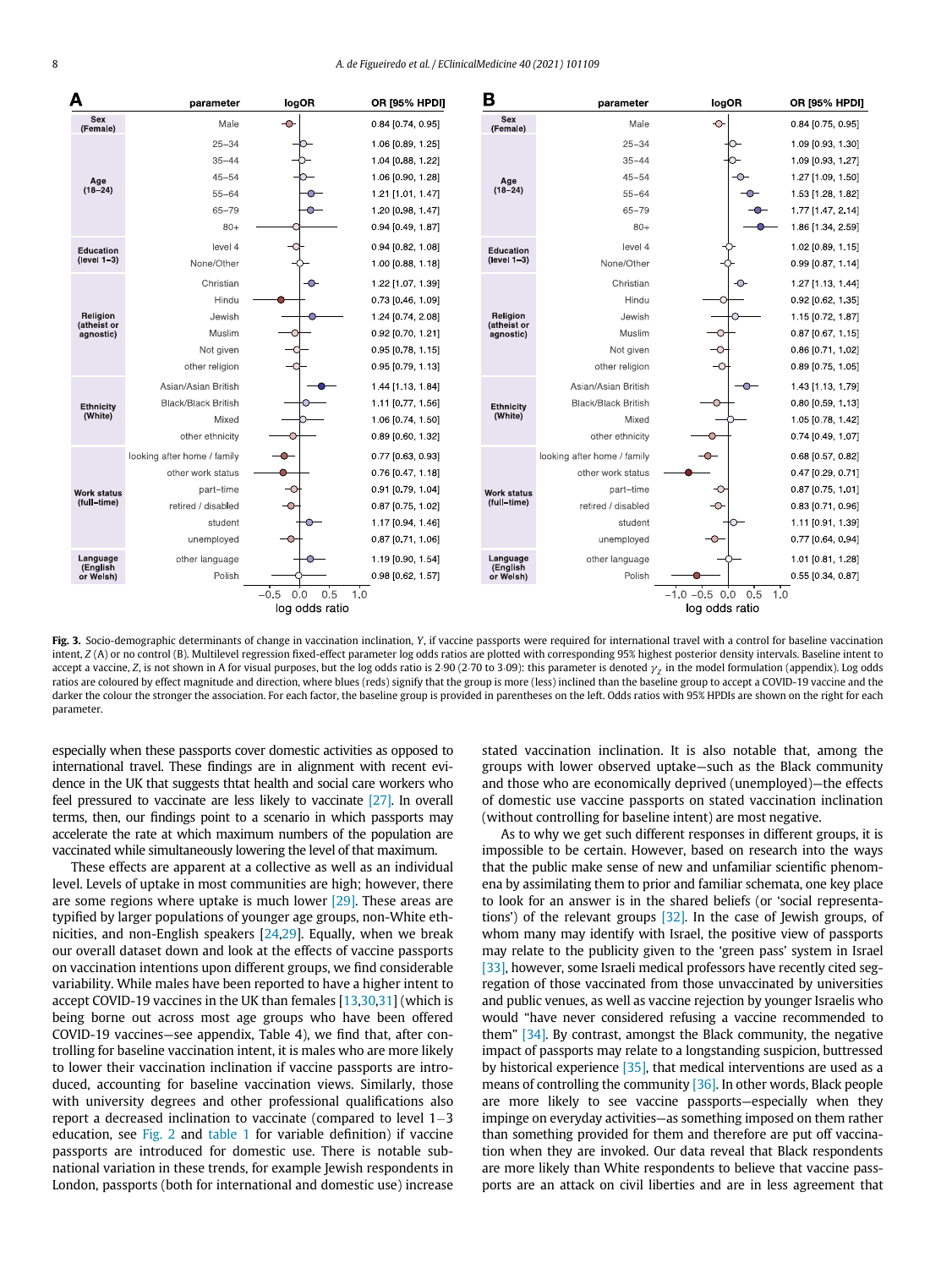**A**

| | parameter | OR [95% HPDI] |
|---|---|---|
| Sex (Female) | Male | 0.84 [0.74, 0.95] |
| Age (18–24) | 25–34 | 1.06 [0.89, 1.25] |
| | 35–44 | 1.04 [0.88, 1.22] |
| | 45–54 | 1.06 [0.90, 1.28] |
| | 55–64 | 1.21 [1.01, 1.47] |
| | 65–79 | 1.20 [0.98, 1.47] |
| | 80+ | 0.94 [0.49, 1.87] |
| Education (level 1–3) | level 4 | 0.94 [0.82, 1.08] |
| | None/Other | 1.00 [0.88, 1.18] |
| Religion (atheist or agnostic) | Christian | 1.22 [1.07, 1.39] |
| | Hindu | 0.73 [0.46, 1.09] |
| | Jewish | 1.24 [0.74, 2.08] |
| | Muslim | 0.92 [0.70, 1.21] |
| | Not given | 0.95 [0.78, 1.15] |
| | other religion | 0.95 [0.79, 1.13] |
| Ethnicity (White) | Asian/Asian British | 1.44 [1.13, 1.84] |
| | Black/Black British | 1.11 [0.77, 1.56] |
| | Mixed | 1.06 [0.74, 1.50] |
| | other ethnicity | 0.89 [0.60, 1.32] |
| Work status (full–time) | looking after home / family | 0.77 [0.63, 0.93] |
| | other work status | 0.76 [0.47, 1.18] |
| | part–time | 0.91 [0.79, 1.04] |
| | retired / disabled | 0.87 [0.75, 1.02] |
| | student | 1.17 [0.94, 1.46] |
| | unemployed | 0.87 [0.71, 1.06] |
| Language (English or Welsh) | other language | 1.19 [0.90, 1.54] |
| | Polish | 0.98 [0.62, 1.57] |

**B**

| | parameter | OR [95% HPDI] |
|---|---|---|
| Sex (Female) | Male | 0.84 [0.75, 0.95] |
| Age (18–24) | 25–34 | 1.09 [0.93, 1.30] |
| | 35–44 | 1.09 [0.93, 1.27] |
| | 45–54 | 1.27 [1.09, 1.50] |
| | 55–64 | 1.53 [1.28, 1.82] |
| | 65–79 | 1.77 [1.47, 2.14] |
| | 80+ | 1.86 [1.34, 2.59] |
| Education (level 1–3) | level 4 | 1.02 [0.89, 1.15] |
| | None/Other | 0.99 [0.87, 1.14] |
| Religion (atheist or agnostic) | Christian | 1.27 [1.13, 1.44] |
| | Hindu | 0.92 [0.62, 1.35] |
| | Jewish | 1.15 [0.72, 1.87] |
| | Muslim | 0.87 [0.67, 1.15] |
| | Not given | 0.86 [0.71, 1.02] |
| | other religion | 0.89 [0.75, 1.05] |
| Ethnicity (White) | Asian/Asian British | 1.43 [1.13, 1.79] |
| | Black/Black British | 0.80 [0.59, 1.13] |
| | Mixed | 1.05 [0.78, 1.42] |
| | other ethnicity | 0.74 [0.49, 1.07] |
| Work status (full–time) | looking after home / family | 0.68 [0.57, 0.82] |
| | other work status | 0.47 [0.29, 0.71] |
| | part–time | 0.87 [0.75, 1.01] |
| | retired / disabled | 0.83 [0.71, 0.96] |
| | student | 1.11 [0.91, 1.39] |
| | unemployed | 0.77 [0.64, 0.94] |
| Language (English or Welsh) | other language | 1.01 [0.81, 1.28] |
| | Polish | 0.55 [0.34, 0.87] |

**Fig. 3.** Socio-demographic determinants of change in vaccination inclination, $Y$, if vaccine passports were required for international travel with a control for baseline vaccination intent, $Z$ (A) or no control (B). Multilevel regression fixed-effect parameter log odds ratios are plotted with corresponding 95% highest posterior density intervals. Baseline intent to accept a vaccine, $Z$, is not shown in A for visual purposes, but the log odds ratio is 2·90 (2·70 to 3·09): this parameter is denoted $\gamma_Z$ in the model formulation (appendix). Log odds ratios are coloured by effect magnitude and direction, where blues (reds) signify that the group is more (less) inclined than the baseline group to accept a COVID-19 vaccine and the darker the colour the stronger the association. For each factor, the baseline group is provided in parentheses on the left. Odds ratios with 95% HPDIs are shown on the right for each parameter.

especially when these passports cover domestic activities as opposed to international travel. These findings are in alignment with recent evidence in the UK that suggests that health and social care workers who feel pressured to vaccinate are less likely to vaccinate [27]. In overall terms, then, our findings point to a scenario in which passports may accelerate the rate at which maximum numbers of the population are vaccinated while simultaneously lowering the level of that maximum.

These effects are apparent at a collective as well as an individual level. Levels of uptake in most communities are high; however, there are some regions where uptake is much lower [29]. These areas are typified by larger populations of younger age groups, non-White ethnicities, and non-English speakers [24,29]. Equally, when we break our overall dataset down and look at the effects of vaccine passports on vaccination intentions upon different groups, we find considerable variability. While males have been reported to have a higher intent to accept COVID-19 vaccines in the UK than females [13,30,31] (which is being borne out across most age groups who have been offered COVID-19 vaccines—see appendix, Table 4), we find that, after controlling for baseline vaccination intent, it is males who are more likely to lower their vaccination inclination if vaccine passports are introduced, accounting for baseline vaccination views. Similarly, those with university degrees and other professional qualifications also report a decreased inclination to vaccinate (compared to level 1−3 education, see Fig. 2 and table 1 for variable definition) if vaccine passports are introduced for domestic use. There is notable subnational variation in these trends, for example Jewish respondents in London, passports (both for international and domestic use) increase stated vaccination inclination. It is also notable that, among the groups with lower observed uptake—such as the Black community and those who are economically deprived (unemployed)—the effects of domestic use vaccine passports on stated vaccination inclination (without controlling for baseline intent) are most negative.

As to why we get such different responses in different groups, it is impossible to be certain. However, based on research into the ways that the public make sense of new and unfamiliar scientific phenomena by assimilating them to prior and familiar schemata, one key place to look for an answer is in the shared beliefs (or 'social representations') of the relevant groups [32]. In the case of Jewish groups, of whom many may identify with Israel, the positive view of passports may relate to the publicity given to the 'green pass' system in Israel [33], however, some Israeli medical professors have recently cited segregation of those vaccinated from those unvaccinated by universities and public venues, as well as vaccine rejection by younger Israelis who would "have never considered refusing a vaccine recommended to them" [34]. By contrast, amongst the Black community, the negative impact of passports may relate to a longstanding suspicion, buttressed by historical experience [35], that medical interventions are used as a means of controlling the community [36]. In other words, Black people are more likely to see vaccine passports—especially when they impinge on everyday activities—as something imposed on them rather than something provided for them and therefore are put off vaccination when they are invoked. Our data reveal that Black respondents are more likely than White respondents to believe that vaccine passports are an attack on civil liberties and are in less agreement that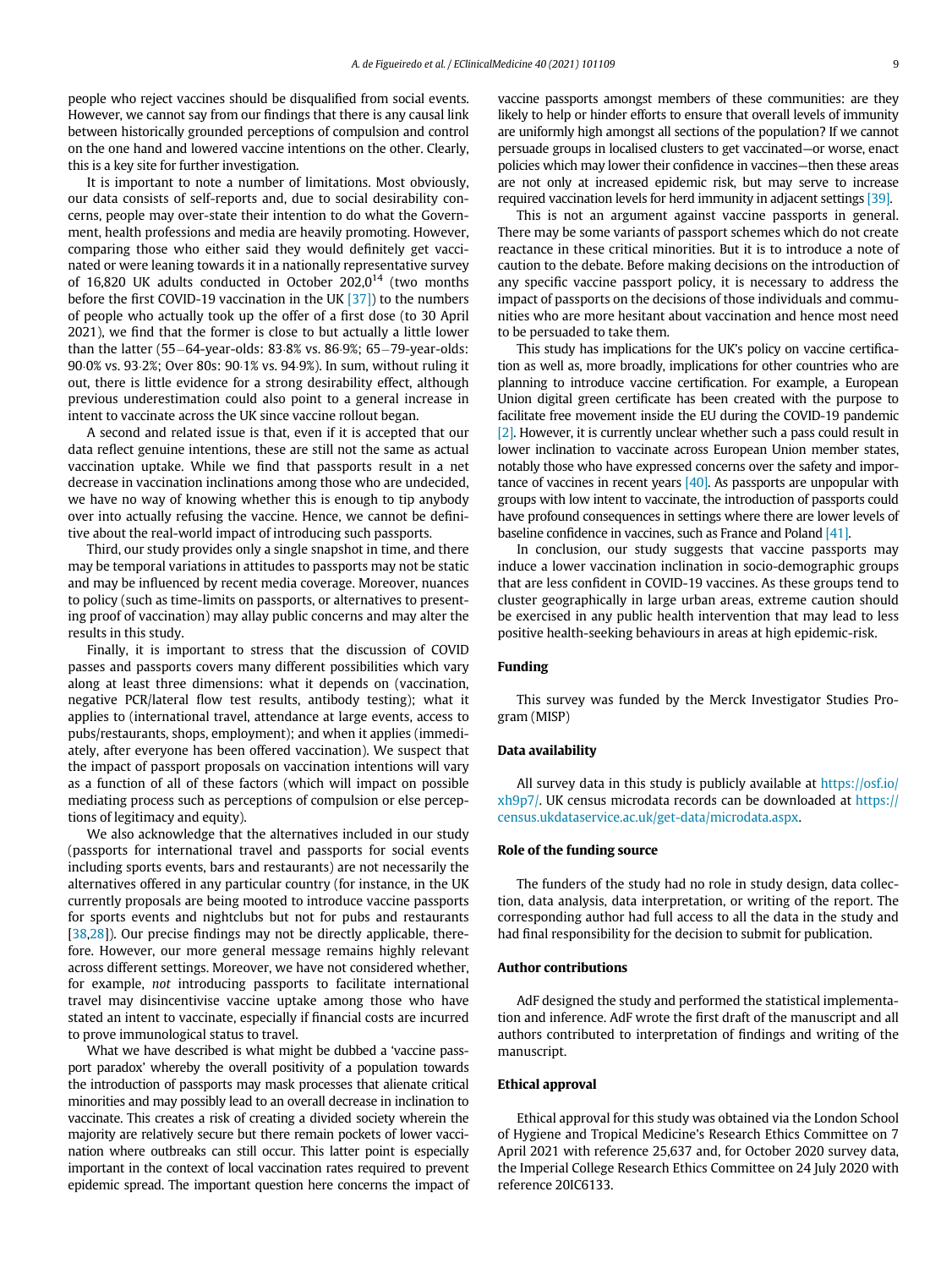people who reject vaccines should be disqualified from social events. However, we cannot say from our findings that there is any causal link between historically grounded perceptions of compulsion and control on the one hand and lowered vaccine intentions on the other. Clearly, this is a key site for further investigation.

It is important to note a number of limitations. Most obviously, our data consists of self-reports and, due to social desirability concerns, people may over-state their intention to do what the Government, health professions and media are heavily promoting. However, comparing those who either said they would definitely get vaccinated or were leaning towards it in a nationally representative survey of 16,820 UK adults conducted in October 202,0[14] (two months before the first COVID-19 vaccination in the UK [37]) to the numbers of people who actually took up the offer of a first dose (to 30 April 2021), we find that the former is close to but actually a little lower than the latter (55–64-year-olds: 83·8% vs. 86·9%; 65–79-year-olds: 90·0% vs. 93·2%; Over 80s: 90·1% vs. 94·9%). In sum, without ruling it out, there is little evidence for a strong desirability effect, although previous underestimation could also point to a general increase in intent to vaccinate across the UK since vaccine rollout began.

A second and related issue is that, even if it is accepted that our data reflect genuine intentions, these are still not the same as actual vaccination uptake. While we find that passports result in a net decrease in vaccination inclinations among those who are undecided, we have no way of knowing whether this is enough to tip anybody over into actually refusing the vaccine. Hence, we cannot be definitive about the real-world impact of introducing such passports.

Third, our study provides only a single snapshot in time, and there may be temporal variations in attitudes to passports may not be static and may be influenced by recent media coverage. Moreover, nuances to policy (such as time-limits on passports, or alternatives to presenting proof of vaccination) may allay public concerns and may alter the results in this study.

Finally, it is important to stress that the discussion of COVID passes and passports covers many different possibilities which vary along at least three dimensions: what it depends on (vaccination, negative PCR/lateral flow test results, antibody testing); what it applies to (international travel, attendance at large events, access to pubs/restaurants, shops, employment); and when it applies (immediately, after everyone has been offered vaccination). We suspect that the impact of passport proposals on vaccination intentions will vary as a function of all of these factors (which will impact on possible mediating process such as perceptions of compulsion or else perceptions of legitimacy and equity).

We also acknowledge that the alternatives included in our study (passports for international travel and passports for social events including sports events, bars and restaurants) are not necessarily the alternatives offered in any particular country (for instance, in the UK currently proposals are being mooted to introduce vaccine passports for sports events and nightclubs but not for pubs and restaurants [38,28]). Our precise findings may not be directly applicable, therefore. However, our more general message remains highly relevant across different settings. Moreover, we have not considered whether, for example, *not* introducing passports to facilitate international travel may disincentivise vaccine uptake among those who have stated an intent to vaccinate, especially if financial costs are incurred to prove immunological status to travel.

What we have described is what might be dubbed a 'vaccine passport paradox' whereby the overall positivity of a population towards the introduction of passports may mask processes that alienate critical minorities and may possibly lead to an overall decrease in inclination to vaccinate. This creates a risk of creating a divided society wherein the majority are relatively secure but there remain pockets of lower vaccination where outbreaks can still occur. This latter point is especially important in the context of local vaccination rates required to prevent epidemic spread. The important question here concerns the impact of vaccine passports amongst members of these communities: are they likely to help or hinder efforts to ensure that overall levels of immunity are uniformly high amongst all sections of the population? If we cannot persuade groups in localised clusters to get vaccinated—or worse, enact policies which may lower their confidence in vaccines—then these areas are not only at increased epidemic risk, but may serve to increase required vaccination levels for herd immunity in adjacent settings [39].

This is not an argument against vaccine passports in general. There may be some variants of passport schemes which do not create reactance in these critical minorities. But it is to introduce a note of caution to the debate. Before making decisions on the introduction of any specific vaccine passport policy, it is necessary to address the impact of passports on the decisions of those individuals and communities who are more hesitant about vaccination and hence most need to be persuaded to take them.

This study has implications for the UK's policy on vaccine certification as well as, more broadly, implications for other countries who are planning to introduce vaccine certification. For example, a European Union digital green certificate has been created with the purpose to facilitate free movement inside the EU during the COVID-19 pandemic [2]. However, it is currently unclear whether such a pass could result in lower inclination to vaccinate across European Union member states, notably those who have expressed concerns over the safety and importance of vaccines in recent years [40]. As passports are unpopular with groups with low intent to vaccinate, the introduction of passports could have profound consequences in settings where there are lower levels of baseline confidence in vaccines, such as France and Poland [41].

In conclusion, our study suggests that vaccine passports may induce a lower vaccination inclination in socio-demographic groups that are less confident in COVID-19 vaccines. As these groups tend to cluster geographically in large urban areas, extreme caution should be exercised in any public health intervention that may lead to less positive health-seeking behaviours in areas at high epidemic-risk.

## Funding

This survey was funded by the Merck Investigator Studies Program (MISP)

## Data availability

All survey data in this study is publicly available at https://osf.io/xh9p7/. UK census microdata records can be downloaded at https://census.ukdataservice.ac.uk/get-data/microdata.aspx.

## Role of the funding source

The funders of the study had no role in study design, data collection, data analysis, data interpretation, or writing of the report. The corresponding author had full access to all the data in the study and had final responsibility for the decision to submit for publication.

## Author contributions

AdF designed the study and performed the statistical implementation and inference. AdF wrote the first draft of the manuscript and all authors contributed to interpretation of findings and writing of the manuscript.

## Ethical approval

Ethical approval for this study was obtained via the London School of Hygiene and Tropical Medicine's Research Ethics Committee on 7 April 2021 with reference 25,637 and, for October 2020 survey data, the Imperial College Research Ethics Committee on 24 July 2020 with reference 20IC6133.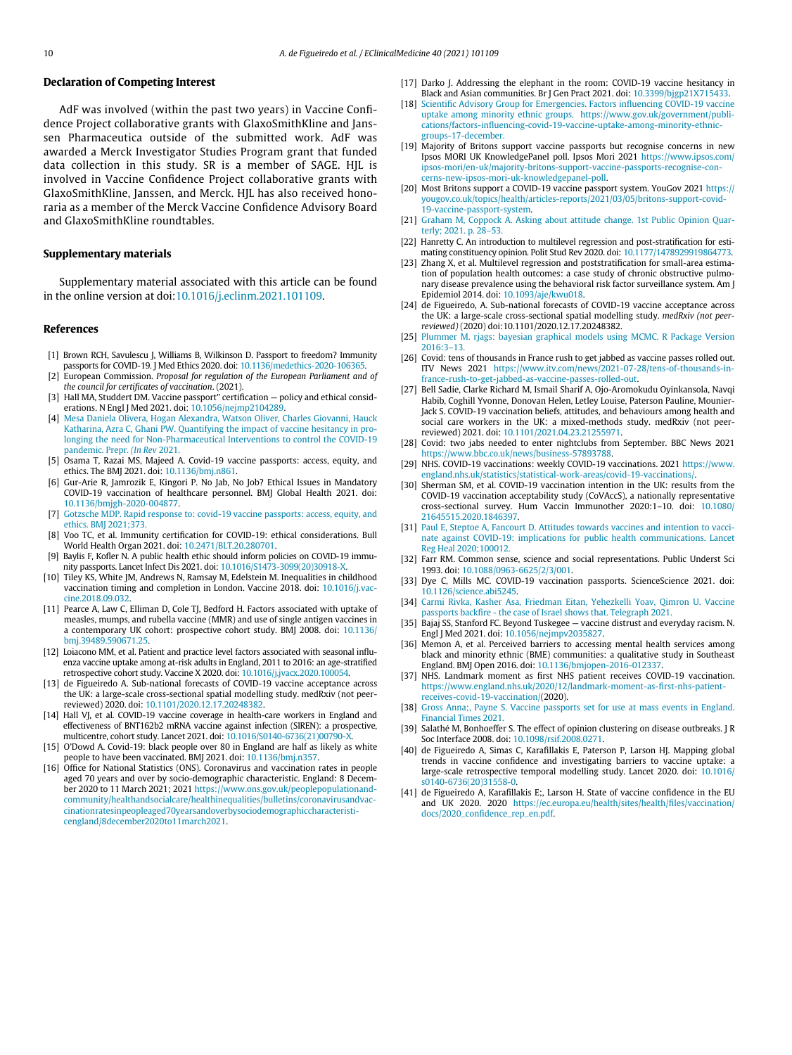## Declaration of Competing Interest

AdF was involved (within the past two years) in Vaccine Confidence Project collaborative grants with GlaxoSmithKline and Janssen Pharmaceutica outside of the submitted work. AdF was awarded a Merck Investigator Studies Program grant that funded data collection in this study. SR is a member of SAGE. HJL is involved in Vaccine Confidence Project collaborative grants with GlaxoSmithKline, Janssen, and Merck. HJL has also received honoraria as a member of the Merck Vaccine Confidence Advisory Board and GlaxoSmithKline roundtables.

## Supplementary materials

Supplementary material associated with this article can be found in the online version at doi:10.1016/j.eclinm.2021.101109.

## References

[1] Brown RCH, Savulescu J, Williams B, Wilkinson D. Passport to freedom? Immunity passports for COVID-19. J Med Ethics 2020. doi: 10.1136/medethics-2020-106365.

[2] European Commission. *Proposal for regulation of the European Parliament and of the council for certificates of vaccination*. (2021).

[3] Hall MA, Studdert DM. Vaccine passport" certification — policy and ethical considerations. N Engl J Med 2021. doi: 10.1056/nejmp2104289.

[4] Mesa Daniela Olivera, Hogan Alexandra, Watson Oliver, Charles Giovanni, Hauck Katharina, Azra C, Ghani PW. Quantifying the impact of vaccine hesitancy in prolonging the need for Non-Pharmaceutical Interventions to control the COVID-19 pandemic. Prepr. *(In Rev* 2021.

[5] Osama T, Razai MS, Majeed A. Covid-19 vaccine passports: access, equity, and ethics. The BMJ 2021. doi: 10.1136/bmj.n861.

[6] Gur-Arie R, Jamrozik E, Kingori P. No Jab, No Job? Ethical Issues in Mandatory COVID-19 vaccination of healthcare personnel. BMJ Global Health 2021. doi: 10.1136/bmjgh-2020-004877.

[7] Gotzsche MDP. Rapid response to: covid-19 vaccine passports: access, equity, and ethics. BMJ 2021;373.

[8] Voo TC, et al. Immunity certification for COVID-19: ethical considerations. Bull World Health Organ 2021. doi: 10.2471/BLT.20.280701.

[9] Baylis F, Kofler N. A public health ethic should inform policies on COVID-19 immunity passports. Lancet Infect Dis 2021. doi: 10.1016/S1473-3099(20)30918-X.

[10] Tiley KS, White JM, Andrews N, Ramsay M, Edelstein M. Inequalities in childhood vaccination timing and completion in London. Vaccine 2018. doi: 10.1016/j.vaccine.2018.09.032.

[11] Pearce A, Law C, Elliman D, Cole TJ, Bedford H. Factors associated with uptake of measles, mumps, and rubella vaccine (MMR) and use of single antigen vaccines in a contemporary UK cohort: prospective cohort study. BMJ 2008. doi: 10.1136/bmj.39489.590671.25.

[12] Loiacono MM, et al. Patient and practice level factors associated with seasonal influenza vaccine uptake among at-risk adults in England, 2011 to 2016: an age-stratified retrospective cohort study. Vaccine X 2020. doi: 10.1016/j.jvacx.2020.100054.

[13] de Figueiredo A. Sub-national forecasts of COVID-19 vaccine acceptance across the UK: a large-scale cross-sectional spatial modelling study. medRxiv (not peer-reviewed) 2020. doi: 10.1101/2020.12.17.20248382.

[14] Hall VJ, et al. COVID-19 vaccine coverage in health-care workers in England and effectiveness of BNT162b2 mRNA vaccine against infection (SIREN): a prospective, multicentre, cohort study. Lancet 2021. doi: 10.1016/S0140-6736(21)00790-X.

[15] O'Dowd A. Covid-19: black people over 80 in England are half as likely as white people to have been vaccinated. BMJ 2021. doi: 10.1136/bmj.n357.

[16] Office for National Statistics (ONS). Coronavirus and vaccination rates in people aged 70 years and over by socio-demographic characteristic. England: 8 December 2020 to 11 March 2021; 2021 https://www.ons.gov.uk/peoplepopulationandcommunity/healthandsocialcare/healthinequalities/bulletins/coronavirusandvaccinationratesinpeopleaged70yearsandoverbysociodemographiccharacteristicengland/8december2020to11march2021.

[17] Darko J. Addressing the elephant in the room: COVID-19 vaccine hesitancy in Black and Asian communities. Br J Gen Pract 2021. doi: 10.3399/bjgp21X715433.

[18] Scientific Advisory Group for Emergencies. Factors influencing COVID-19 vaccine uptake among minority ethnic groups. https://www.gov.uk/government/publications/factors-influencing-covid-19-vaccine-uptake-among-minority-ethnic-groups-17-december.

[19] Majority of Britons support vaccine passports but recognise concerns in new Ipsos MORI UK KnowledgePanel poll. Ipsos Mori 2021 https://www.ipsos.com/ipsos-mori/en-uk/majority-britons-support-vaccine-passports-recognise-concerns-new-ipsos-mori-uk-knowledgepanel-poll.

[20] Most Britons support a COVID-19 vaccine passport system. YouGov 2021 https://yougov.co.uk/topics/health/articles-reports/2021/03/05/britons-support-covid-19-vaccine-passport-system.

[21] Graham M, Coppock A. Asking about attitude change. 1st Public Opinion Quarterly; 2021. p. 28–53.

[22] Hanretty C. An introduction to multilevel regression and post-stratification for estimating constituency opinion. Polit Stud Rev 2020. doi: 10.1177/1478929919864773.

[23] Zhang X, et al. Multilevel regression and poststratification for small-area estimation of population health outcomes: a case study of chronic obstructive pulmonary disease prevalence using the behavioral risk factor surveillance system. Am J Epidemiol 2014. doi: 10.1093/aje/kwu018.

[24] de Figueiredo, A. Sub-national forecasts of COVID-19 vaccine acceptance across the UK: a large-scale cross-sectional spatial modelling study. *medRxiv (not peer-reviewed)* (2020) doi:10.1101/2020.12.17.20248382.

[25] Plummer M. rjags: bayesian graphical models using MCMC. R Package Version 2016:3–13.

[26] Covid: tens of thousands in France rush to get jabbed as vaccine passes rolled out. ITV News 2021 https://www.itv.com/news/2021-07-28/tens-of-thousands-in-france-rush-to-get-jabbed-as-vaccine-passes-rolled-out.

[27] Bell Sadie, Coghill Richard M, Ismail Sharif A, Ojo-Aromokudu Oyinkansola, Navqi Habib, Coghill Yvonne, Donovan Helen, Letley Louise, Paterson Pauline, Mounier-Jack S. COVID-19 vaccination beliefs, attitudes, and behaviours among health and social care workers in the UK: a mixed-methods study. medRxiv (not peer-reviewed) 2021. doi: 10.1101/2021.04.23.21255971.

[28] Covid: two jabs needed to enter nightclubs from September. BBC News 2021 https://www.bbc.co.uk/news/business-57893788.

[29] NHS. COVID-19 vaccinations: weekly COVID-19 vaccinations. 2021 https://www.england.nhs.uk/statistics/statistical-work-areas/covid-19-vaccinations/.

[30] Sherman SM, et al. COVID-19 vaccination intention in the UK: results from the COVID-19 vaccination acceptability study (CoVAccS), a nationally representative cross-sectional survey. Hum Vaccin Immunother 2020:1–10. doi: 10.1080/21645515.2020.1846397.

[31] Paul E, Steptoe A, Fancourt D. Attitudes towards vaccines and intention to vaccinate against COVID-19: implications for public health communications. Lancet Reg Heal 2020;100012.

[32] Farr RM. Common sense, science and social representations. Public Underst Sci 1993. doi: 10.1088/0963-6625/2/3/001.

[33] Dye C, Mills MC. COVID-19 vaccination passports. ScienceScience 2021. doi: 10.1126/science.abi5245.

[34] Carmi Rivka, Kasher Asa, Friedman Eitan, Yehezkelli Yoav, Qimron U. Vaccine passports backfire - the case of Israel shows that. Telegraph 2021.

[35] Bajaj SS, Stanford FC. Beyond Tuskegee — vaccine distrust and everyday racism. N. Engl J Med 2021. doi: 10.1056/nejmpv2035827.

[36] Memon A, et al. Perceived barriers to accessing mental health services among black and minority ethnic (BME) communities: a qualitative study in Southeast England. BMJ Open 2016. doi: 10.1136/bmjopen-2016-012337.

[37] NHS. Landmark moment as first NHS patient receives COVID-19 vaccination. https://www.england.nhs.uk/2020/12/landmark-moment-as-first-nhs-patient-receives-covid-19-vaccination/(2020).

[38] Gross Anna;, Payne S. Vaccine passports set for use at mass events in England. Financial Times 2021.

[39] Salathé M, Bonhoeffer S. The effect of opinion clustering on disease outbreaks. J R Soc Interface 2008. doi: 10.1098/rsif.2008.0271.

[40] de Figueiredo A, Simas C, Karafillakis E, Paterson P, Larson HJ. Mapping global trends in vaccine confidence and investigating barriers to vaccine uptake: a large-scale retrospective temporal modelling study. Lancet 2020. doi: 10.1016/s0140-6736(20)31558-0.

[41] de Figueiredo A, Karafillakis E;, Larson HJ. State of vaccine confidence in the EU and UK 2020. 2020 https://ec.europa.eu/health/sites/health/files/vaccination/docs/2020_confidence_rep_en.pdf.